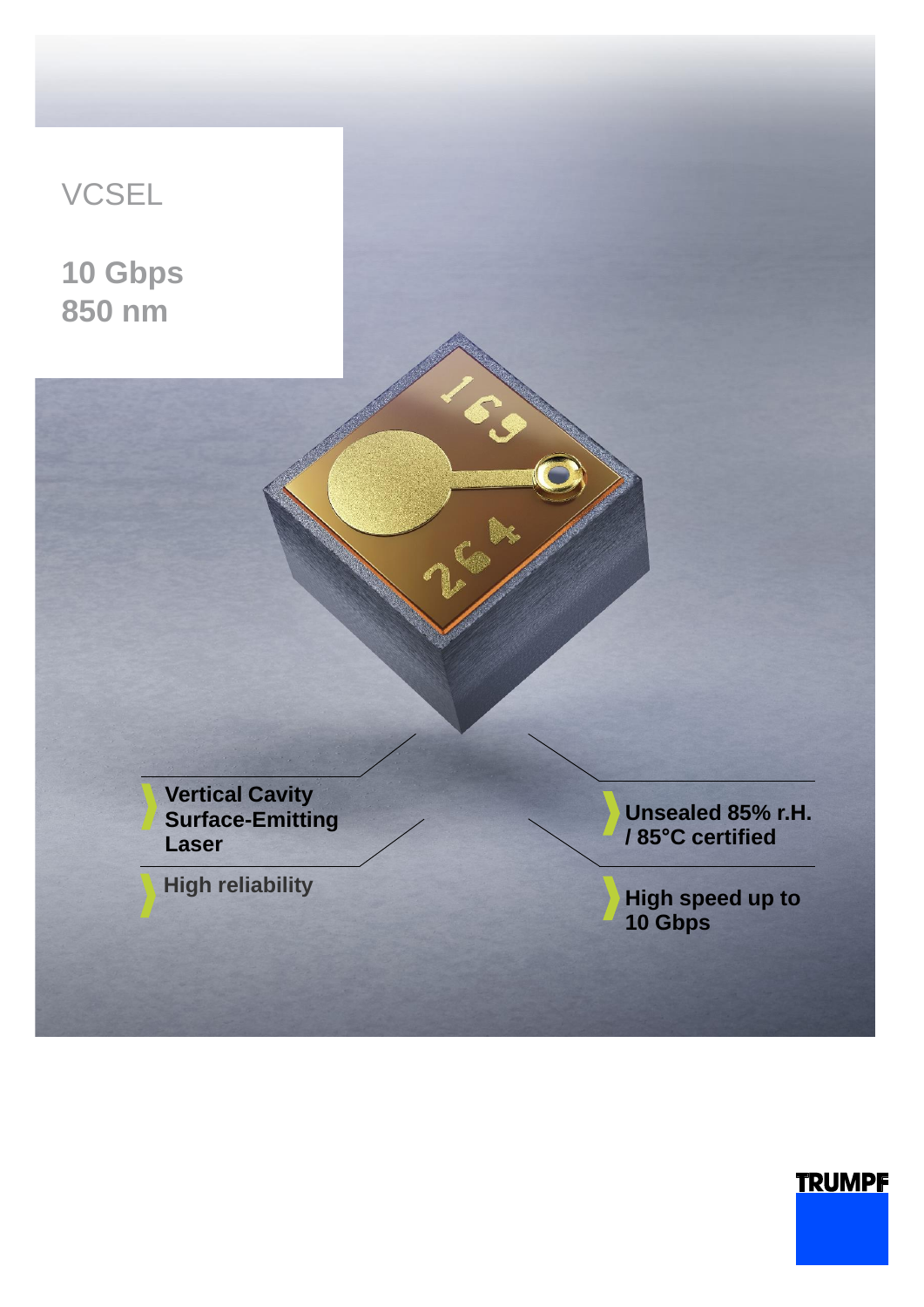# VCSEL

## 10 Gbps
## 850 nm

- Vertical Cavity Surface-Emitting Laser
- High reliability
- Unsealed 85% r.H. / 85°C certified
- High speed up to 10 Gbps

TRUMPF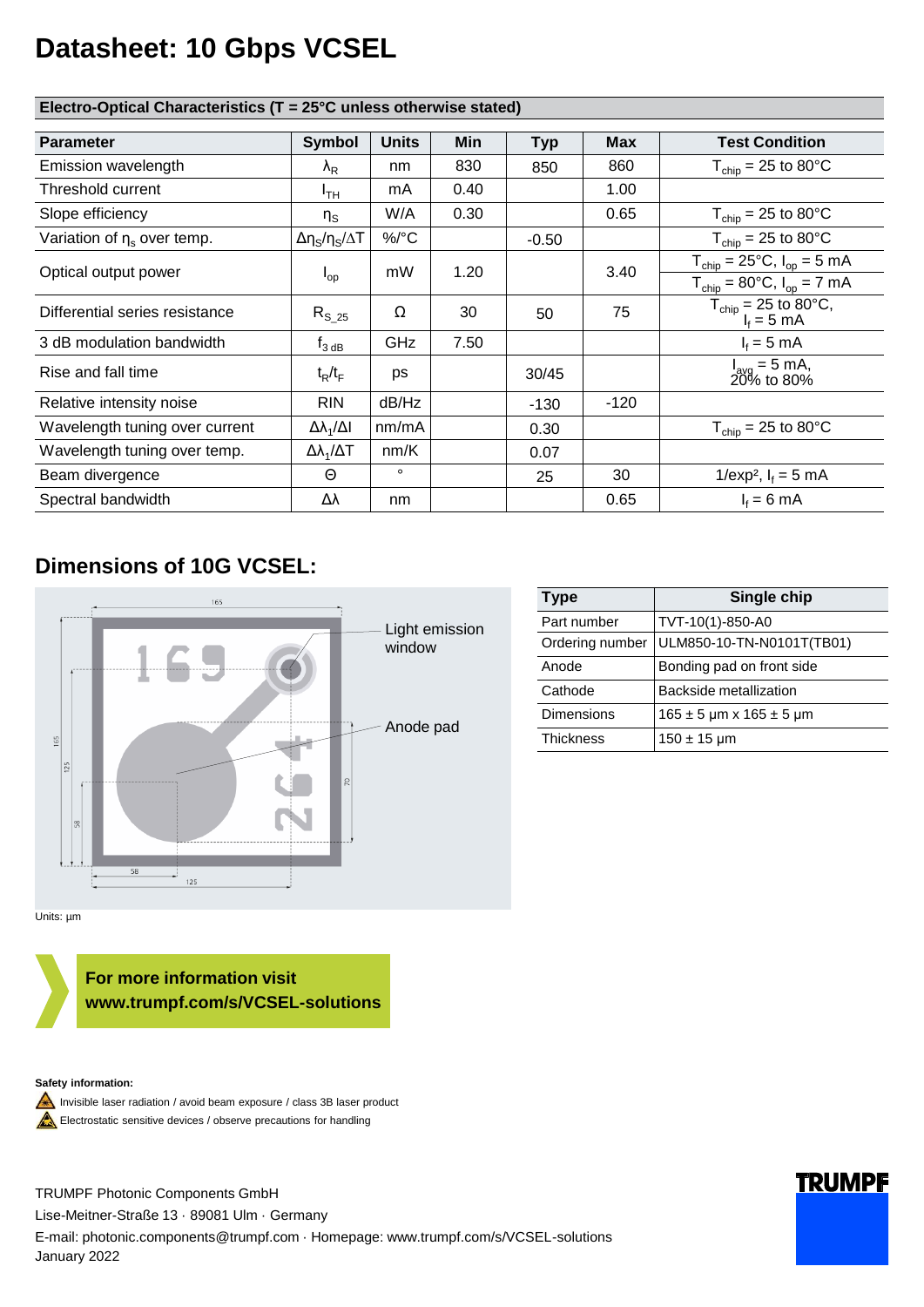# Datasheet: 10 Gbps VCSEL

| Electro-Optical Characteristics (T = 25°C unless otherwise stated) | | | | | | |
|---|---|---|---|---|---|---|
| **Parameter** | **Symbol** | **Units** | **Min** | **Typ** | **Max** | **Test Condition** |
| Emission wavelength | $\lambda_R$ | nm | 830 | 850 | 860 | $T_{chip}$ = 25 to 80°C |
| Threshold current | $I_{TH}$ | mA | 0.40 | | 1.00 | |
| Slope efficiency | $\eta_S$ | W/A | 0.30 | | 0.65 | $T_{chip}$ = 25 to 80°C |
| Variation of $\eta_s$ over temp. | $\Delta\eta_S/\eta_S/\Delta T$ | %/°C | | -0.50 | | $T_{chip}$ = 25 to 80°C |
| Optical output power | $I_{op}$ | mW | 1.20 | | 3.40 | $T_{chip}$ = 25°C, $I_{op}$ = 5 mA; $T_{chip}$ = 80°C, $I_{op}$ = 7 mA |
| Differential series resistance | $R_{S\_25}$ | Ω | 30 | 50 | 75 | $T_{chip}$ = 25 to 80°C, $I_f$ = 5 mA |
| 3 dB modulation bandwidth | $f_{3\,dB}$ | GHz | 7.50 | | | $I_f$ = 5 mA |
| Rise and fall time | $t_R/t_F$ | ps | | 30/45 | | $I_{avg}$ = 5 mA, 20% to 80% |
| Relative intensity noise | RIN | dB/Hz | | -130 | -120 | |
| Wavelength tuning over current | $\Delta\lambda_1/\Delta I$ | nm/mA | | 0.30 | | $T_{chip}$ = 25 to 80°C |
| Wavelength tuning over temp. | $\Delta\lambda_1/\Delta T$ | nm/K | | 0.07 | | |
| Beam divergence | Θ | ° | | 25 | 30 | 1/exp², $I_f$ = 5 mA |
| Spectral bandwidth | Δλ | nm | | | 0.65 | $I_f$ = 6 mA |

## Dimensions of 10G VCSEL:

165

Light emission window

Anode pad

165

125

58

58

125

70

Units: µm

| Type | Single chip |
|---|---|
| Part number | TVT-10(1)-850-A0 |
| Ordering number | ULM850-10-TN-N0101T(TB01) |
| Anode | Bonding pad on front side |
| Cathode | Backside metallization |
| Dimensions | 165 ± 5 µm x 165 ± 5 µm |
| Thickness | 150 ± 15 µm |

**For more information visit www.trumpf.com/s/VCSEL-solutions**

**Safety information:**

Invisible laser radiation / avoid beam exposure / class 3B laser product

Electrostatic sensitive devices / observe precautions for handling

TRUMPF Photonic Components GmbH
Lise-Meitner-Straße 13 · 89081 Ulm · Germany
E-mail: photonic.components@trumpf.com · Homepage: www.trumpf.com/s/VCSEL-solutions
January 2022

TRUMPF